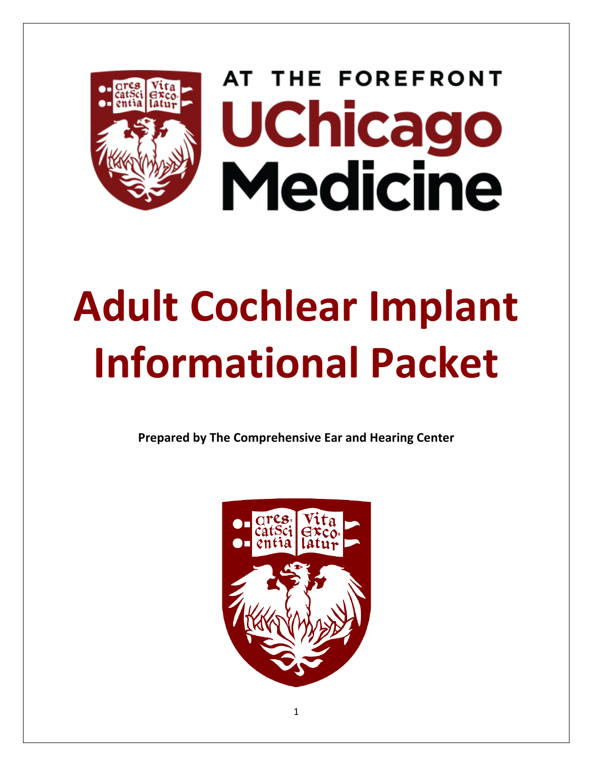AT THE FOREFRONT

UChicago Medicine

# Adult Cochlear Implant Informational Packet

**Prepared by The Comprehensive Ear and Hearing Center**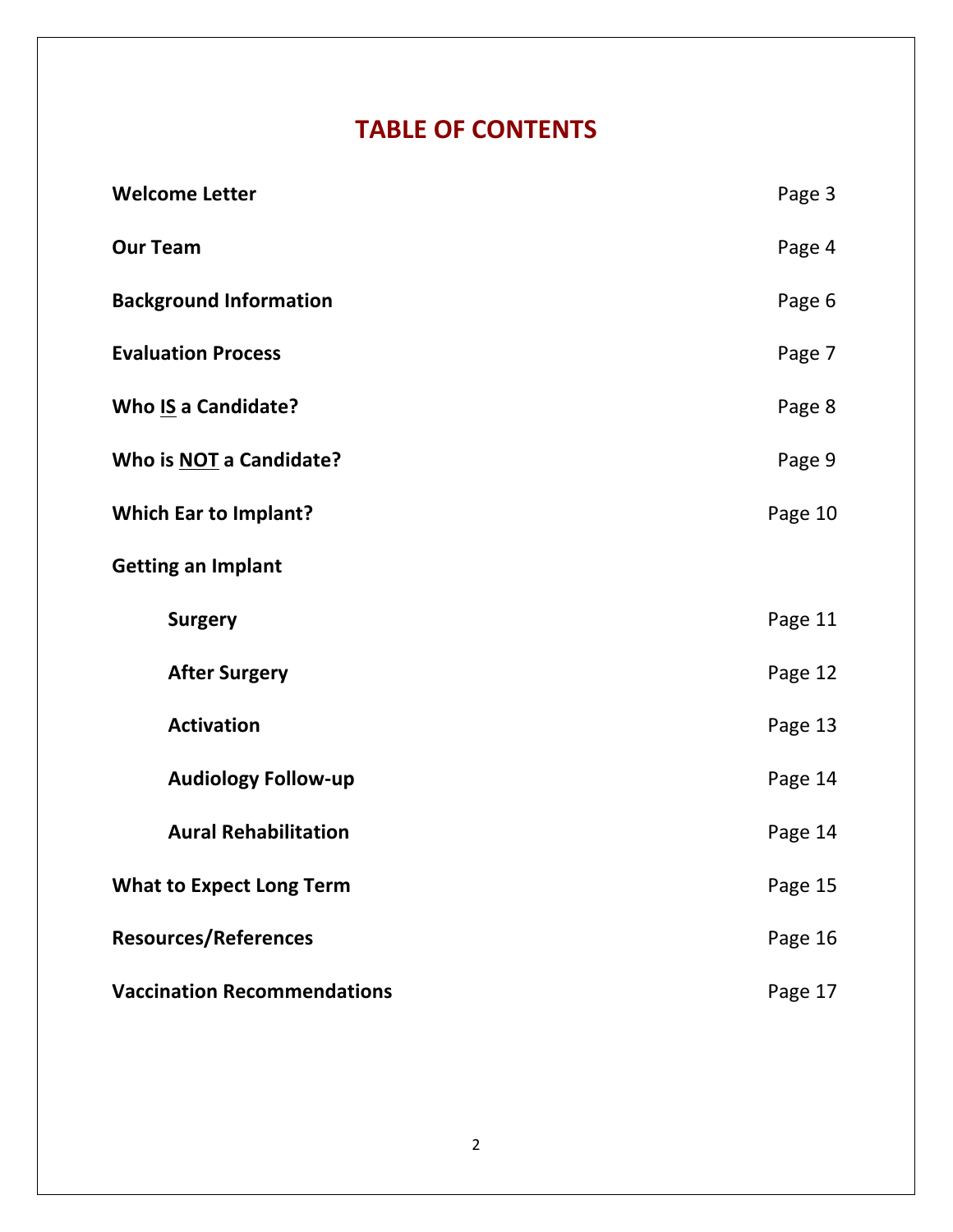# TABLE OF CONTENTS

| | |
|---|---|
| **Welcome Letter** | Page 3 |
| **Our Team** | Page 4 |
| **Background Information** | Page 6 |
| **Evaluation Process** | Page 7 |
| **Who <u>IS</u> a Candidate?** | Page 8 |
| **Who is <u>NOT</u> a Candidate?** | Page 9 |
| **Which Ear to Implant?** | Page 10 |
| **Getting an Implant** | |
| &nbsp;&nbsp;&nbsp;&nbsp;**Surgery** | Page 11 |
| &nbsp;&nbsp;&nbsp;&nbsp;**After Surgery** | Page 12 |
| &nbsp;&nbsp;&nbsp;&nbsp;**Activation** | Page 13 |
| &nbsp;&nbsp;&nbsp;&nbsp;**Audiology Follow-up** | Page 14 |
| &nbsp;&nbsp;&nbsp;&nbsp;**Aural Rehabilitation** | Page 14 |
| **What to Expect Long Term** | Page 15 |
| **Resources/References** | Page 16 |
| **Vaccination Recommendations** | Page 17 |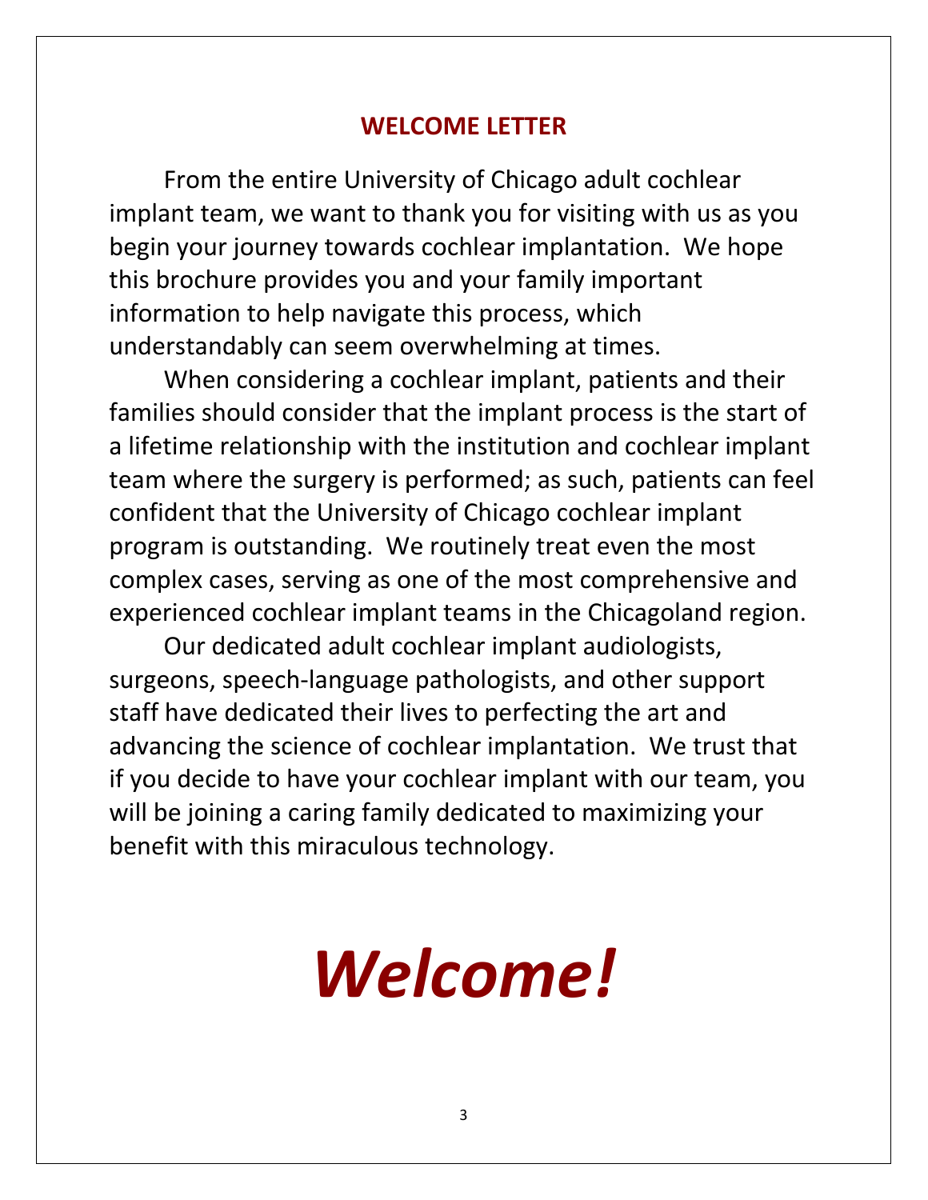## WELCOME LETTER

From the entire University of Chicago adult cochlear implant team, we want to thank you for visiting with us as you begin your journey towards cochlear implantation. We hope this brochure provides you and your family important information to help navigate this process, which understandably can seem overwhelming at times.

When considering a cochlear implant, patients and their families should consider that the implant process is the start of a lifetime relationship with the institution and cochlear implant team where the surgery is performed; as such, patients can feel confident that the University of Chicago cochlear implant program is outstanding. We routinely treat even the most complex cases, serving as one of the most comprehensive and experienced cochlear implant teams in the Chicagoland region.

Our dedicated adult cochlear implant audiologists, surgeons, speech-language pathologists, and other support staff have dedicated their lives to perfecting the art and advancing the science of cochlear implantation. We trust that if you decide to have your cochlear implant with our team, you will be joining a caring family dedicated to maximizing your benefit with this miraculous technology.

# ***Welcome!***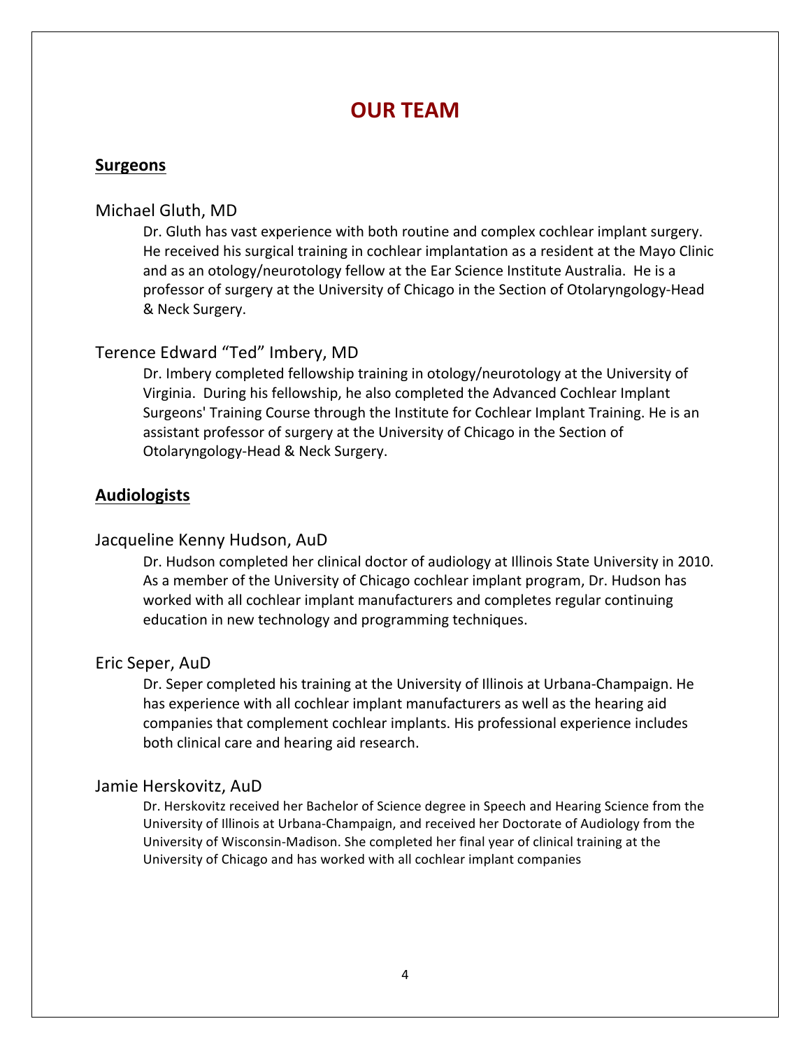# OUR TEAM

## Surgeons

### Michael Gluth, MD

Dr. Gluth has vast experience with both routine and complex cochlear implant surgery. He received his surgical training in cochlear implantation as a resident at the Mayo Clinic and as an otology/neurotology fellow at the Ear Science Institute Australia. He is a professor of surgery at the University of Chicago in the Section of Otolaryngology-Head & Neck Surgery.

### Terence Edward "Ted" Imbery, MD

Dr. Imbery completed fellowship training in otology/neurotology at the University of Virginia. During his fellowship, he also completed the Advanced Cochlear Implant Surgeons' Training Course through the Institute for Cochlear Implant Training. He is an assistant professor of surgery at the University of Chicago in the Section of Otolaryngology-Head & Neck Surgery.

## Audiologists

### Jacqueline Kenny Hudson, AuD

Dr. Hudson completed her clinical doctor of audiology at Illinois State University in 2010. As a member of the University of Chicago cochlear implant program, Dr. Hudson has worked with all cochlear implant manufacturers and completes regular continuing education in new technology and programming techniques.

### Eric Seper, AuD

Dr. Seper completed his training at the University of Illinois at Urbana-Champaign. He has experience with all cochlear implant manufacturers as well as the hearing aid companies that complement cochlear implants. His professional experience includes both clinical care and hearing aid research.

### Jamie Herskovitz, AuD

Dr. Herskovitz received her Bachelor of Science degree in Speech and Hearing Science from the University of Illinois at Urbana-Champaign, and received her Doctorate of Audiology from the University of Wisconsin-Madison. She completed her final year of clinical training at the University of Chicago and has worked with all cochlear implant companies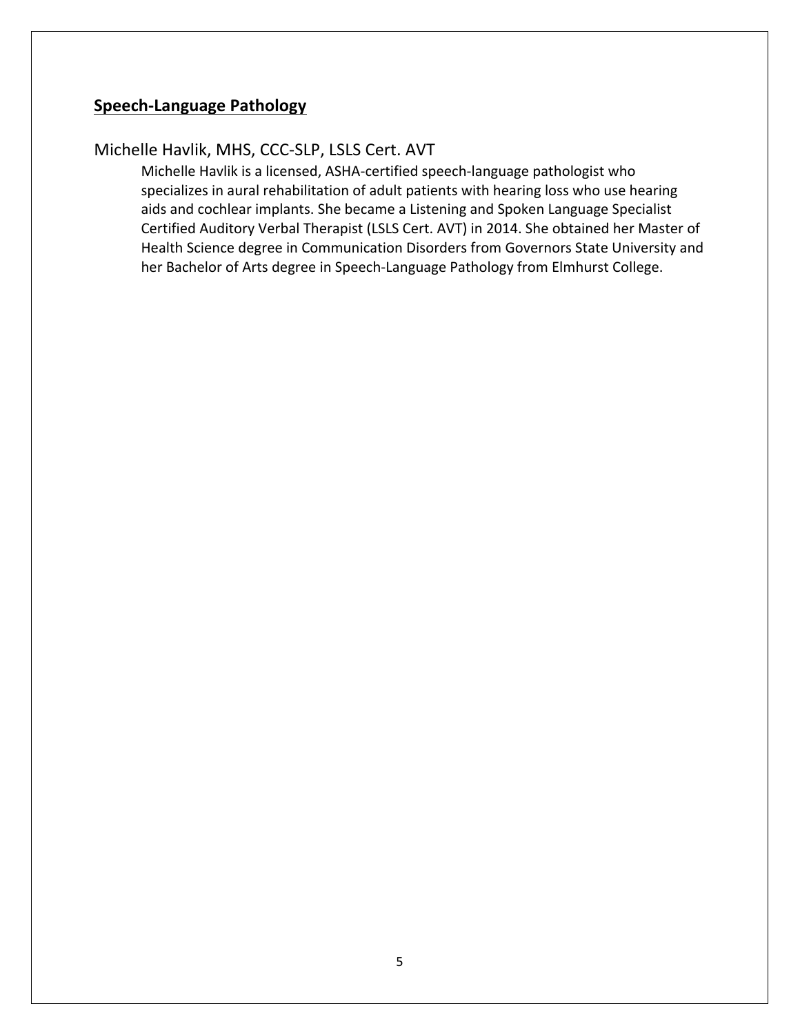## Speech-Language Pathology

### Michelle Havlik, MHS, CCC-SLP, LSLS Cert. AVT

Michelle Havlik is a licensed, ASHA-certified speech-language pathologist who specializes in aural rehabilitation of adult patients with hearing loss who use hearing aids and cochlear implants. She became a Listening and Spoken Language Specialist Certified Auditory Verbal Therapist (LSLS Cert. AVT) in 2014. She obtained her Master of Health Science degree in Communication Disorders from Governors State University and her Bachelor of Arts degree in Speech-Language Pathology from Elmhurst College.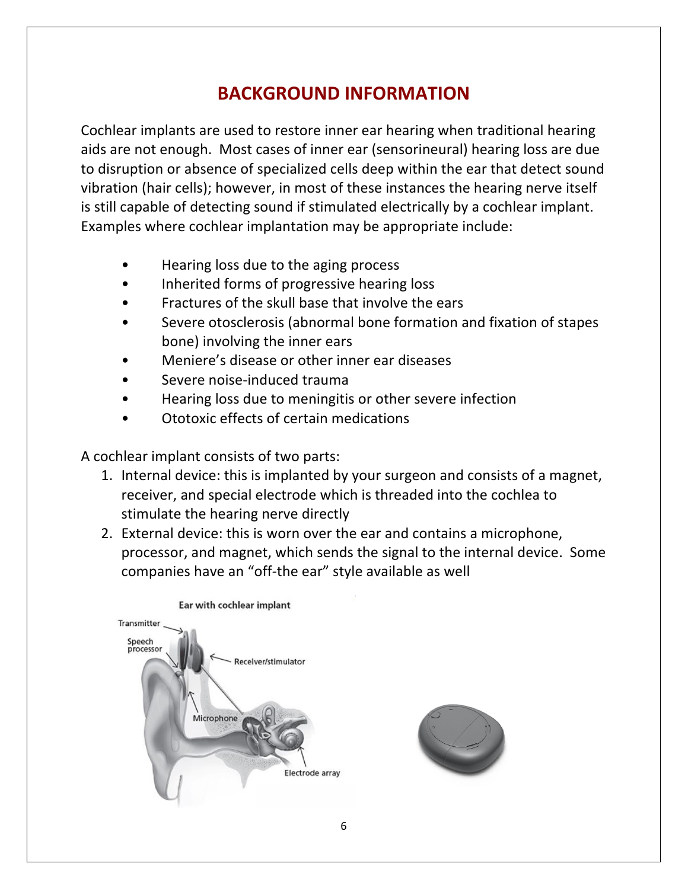# BACKGROUND INFORMATION

Cochlear implants are used to restore inner ear hearing when traditional hearing aids are not enough. Most cases of inner ear (sensorineural) hearing loss are due to disruption or absence of specialized cells deep within the ear that detect sound vibration (hair cells); however, in most of these instances the hearing nerve itself is still capable of detecting sound if stimulated electrically by a cochlear implant. Examples where cochlear implantation may be appropriate include:

- Hearing loss due to the aging process
- Inherited forms of progressive hearing loss
- Fractures of the skull base that involve the ears
- Severe otosclerosis (abnormal bone formation and fixation of stapes bone) involving the inner ears
- Meniere's disease or other inner ear diseases
- Severe noise-induced trauma
- Hearing loss due to meningitis or other severe infection
- Ototoxic effects of certain medications

A cochlear implant consists of two parts:

1. Internal device: this is implanted by your surgeon and consists of a magnet, receiver, and special electrode which is threaded into the cochlea to stimulate the hearing nerve directly
2. External device: this is worn over the ear and contains a microphone, processor, and magnet, which sends the signal to the internal device. Some companies have an "off-the ear" style available as well

Ear with cochlear implant

Transmitter

Speech processor

Receiver/stimulator

Microphone

Electrode array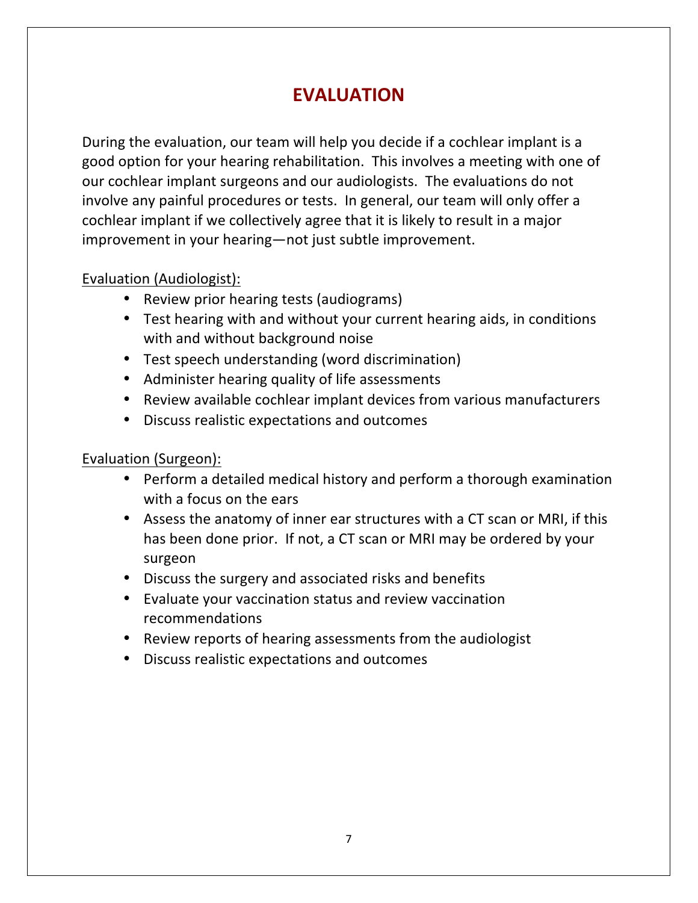# EVALUATION

During the evaluation, our team will help you decide if a cochlear implant is a good option for your hearing rehabilitation. This involves a meeting with one of our cochlear implant surgeons and our audiologists. The evaluations do not involve any painful procedures or tests. In general, our team will only offer a cochlear implant if we collectively agree that it is likely to result in a major improvement in your hearing—not just subtle improvement.

Evaluation (Audiologist):

- Review prior hearing tests (audiograms)
- Test hearing with and without your current hearing aids, in conditions with and without background noise
- Test speech understanding (word discrimination)
- Administer hearing quality of life assessments
- Review available cochlear implant devices from various manufacturers
- Discuss realistic expectations and outcomes

Evaluation (Surgeon):

- Perform a detailed medical history and perform a thorough examination with a focus on the ears
- Assess the anatomy of inner ear structures with a CT scan or MRI, if this has been done prior. If not, a CT scan or MRI may be ordered by your surgeon
- Discuss the surgery and associated risks and benefits
- Evaluate your vaccination status and review vaccination recommendations
- Review reports of hearing assessments from the audiologist
- Discuss realistic expectations and outcomes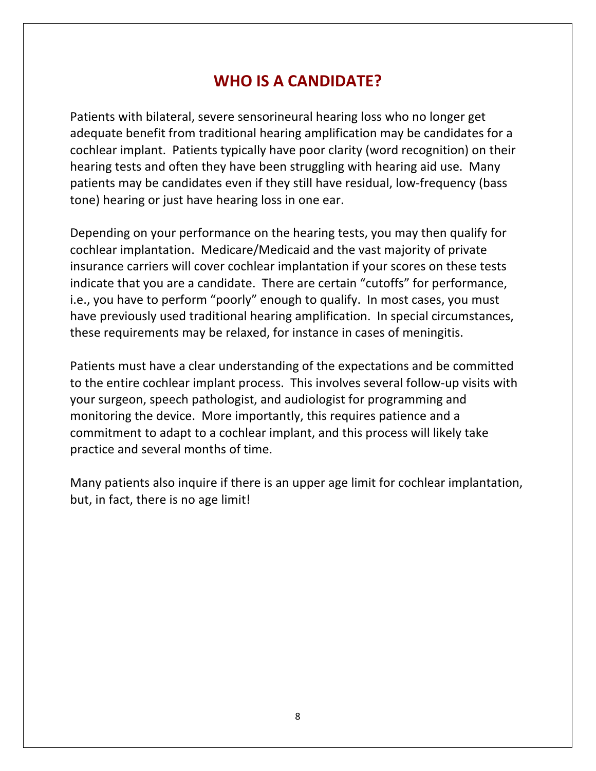# WHO IS A CANDIDATE?

Patients with bilateral, severe sensorineural hearing loss who no longer get adequate benefit from traditional hearing amplification may be candidates for a cochlear implant. Patients typically have poor clarity (word recognition) on their hearing tests and often they have been struggling with hearing aid use. Many patients may be candidates even if they still have residual, low-frequency (bass tone) hearing or just have hearing loss in one ear.

Depending on your performance on the hearing tests, you may then qualify for cochlear implantation. Medicare/Medicaid and the vast majority of private insurance carriers will cover cochlear implantation if your scores on these tests indicate that you are a candidate. There are certain "cutoffs" for performance, i.e., you have to perform "poorly" enough to qualify. In most cases, you must have previously used traditional hearing amplification. In special circumstances, these requirements may be relaxed, for instance in cases of meningitis.

Patients must have a clear understanding of the expectations and be committed to the entire cochlear implant process. This involves several follow-up visits with your surgeon, speech pathologist, and audiologist for programming and monitoring the device. More importantly, this requires patience and a commitment to adapt to a cochlear implant, and this process will likely take practice and several months of time.

Many patients also inquire if there is an upper age limit for cochlear implantation, but, in fact, there is no age limit!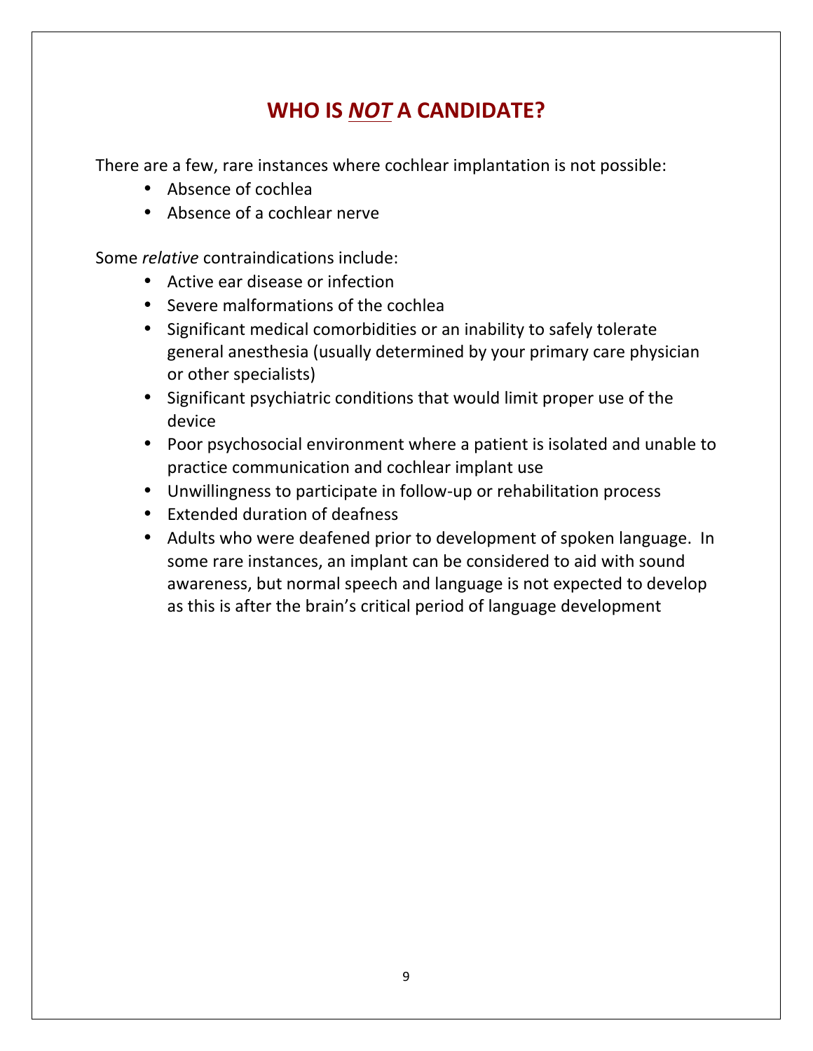# WHO IS ***NOT*** A CANDIDATE?

There are a few, rare instances where cochlear implantation is not possible:

- Absence of cochlea
- Absence of a cochlear nerve

Some *relative* contraindications include:

- Active ear disease or infection
- Severe malformations of the cochlea
- Significant medical comorbidities or an inability to safely tolerate general anesthesia (usually determined by your primary care physician or other specialists)
- Significant psychiatric conditions that would limit proper use of the device
- Poor psychosocial environment where a patient is isolated and unable to practice communication and cochlear implant use
- Unwillingness to participate in follow-up or rehabilitation process
- Extended duration of deafness
- Adults who were deafened prior to development of spoken language. In some rare instances, an implant can be considered to aid with sound awareness, but normal speech and language is not expected to develop as this is after the brain's critical period of language development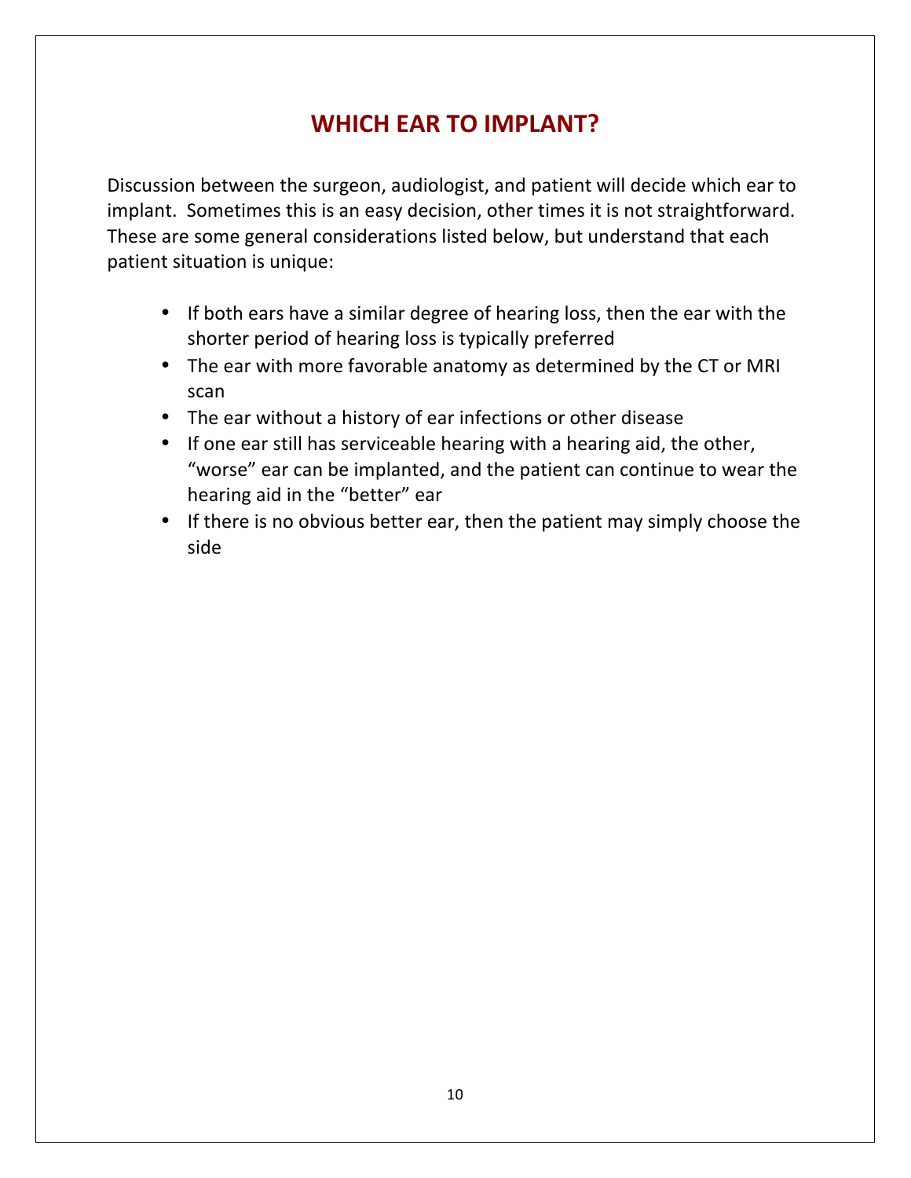# WHICH EAR TO IMPLANT?

Discussion between the surgeon, audiologist, and patient will decide which ear to implant. Sometimes this is an easy decision, other times it is not straightforward. These are some general considerations listed below, but understand that each patient situation is unique:

- If both ears have a similar degree of hearing loss, then the ear with the shorter period of hearing loss is typically preferred
- The ear with more favorable anatomy as determined by the CT or MRI scan
- The ear without a history of ear infections or other disease
- If one ear still has serviceable hearing with a hearing aid, the other, "worse" ear can be implanted, and the patient can continue to wear the hearing aid in the "better" ear
- If there is no obvious better ear, then the patient may simply choose the side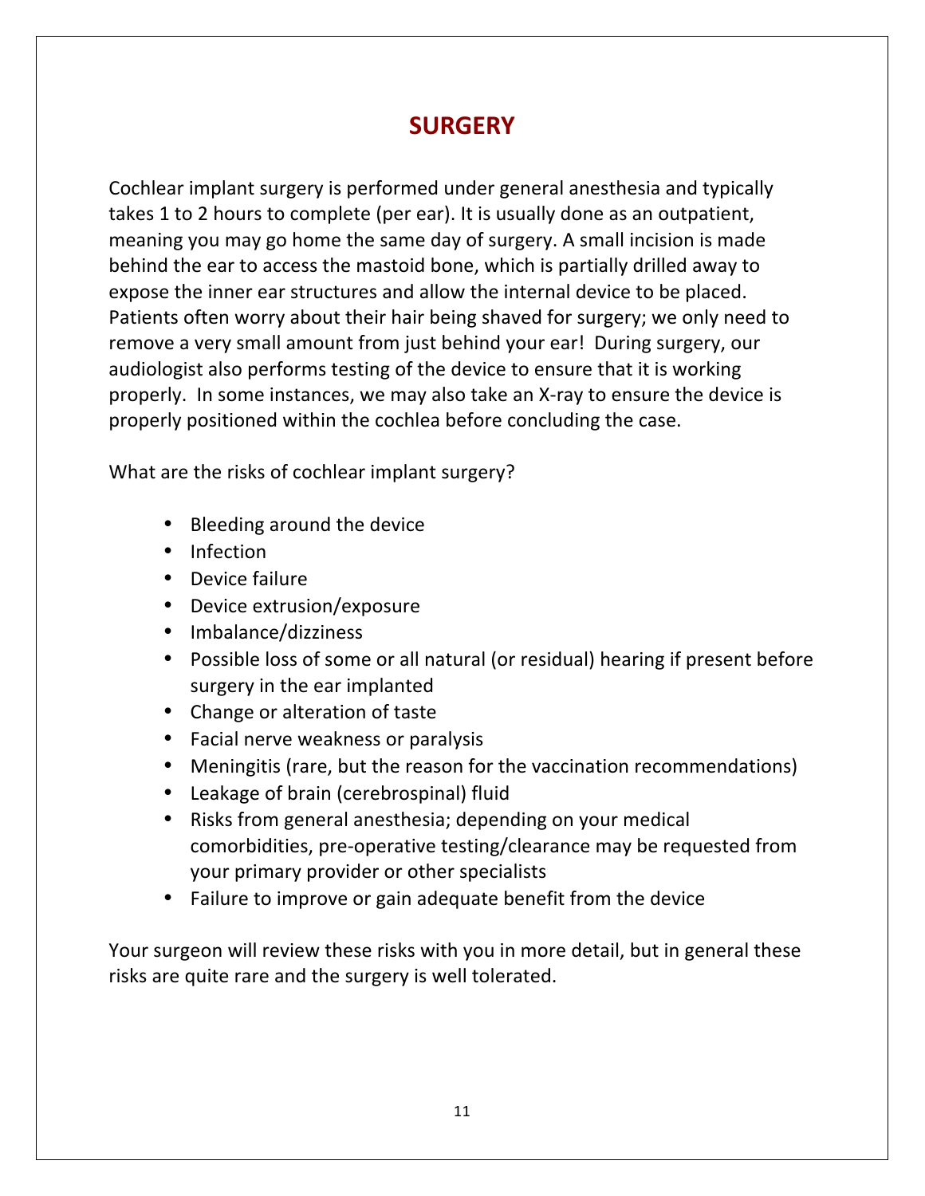# SURGERY

Cochlear implant surgery is performed under general anesthesia and typically takes 1 to 2 hours to complete (per ear). It is usually done as an outpatient, meaning you may go home the same day of surgery. A small incision is made behind the ear to access the mastoid bone, which is partially drilled away to expose the inner ear structures and allow the internal device to be placed. Patients often worry about their hair being shaved for surgery; we only need to remove a very small amount from just behind your ear! During surgery, our audiologist also performs testing of the device to ensure that it is working properly. In some instances, we may also take an X-ray to ensure the device is properly positioned within the cochlea before concluding the case.

What are the risks of cochlear implant surgery?

- Bleeding around the device
- Infection
- Device failure
- Device extrusion/exposure
- Imbalance/dizziness
- Possible loss of some or all natural (or residual) hearing if present before surgery in the ear implanted
- Change or alteration of taste
- Facial nerve weakness or paralysis
- Meningitis (rare, but the reason for the vaccination recommendations)
- Leakage of brain (cerebrospinal) fluid
- Risks from general anesthesia; depending on your medical comorbidities, pre-operative testing/clearance may be requested from your primary provider or other specialists
- Failure to improve or gain adequate benefit from the device

Your surgeon will review these risks with you in more detail, but in general these risks are quite rare and the surgery is well tolerated.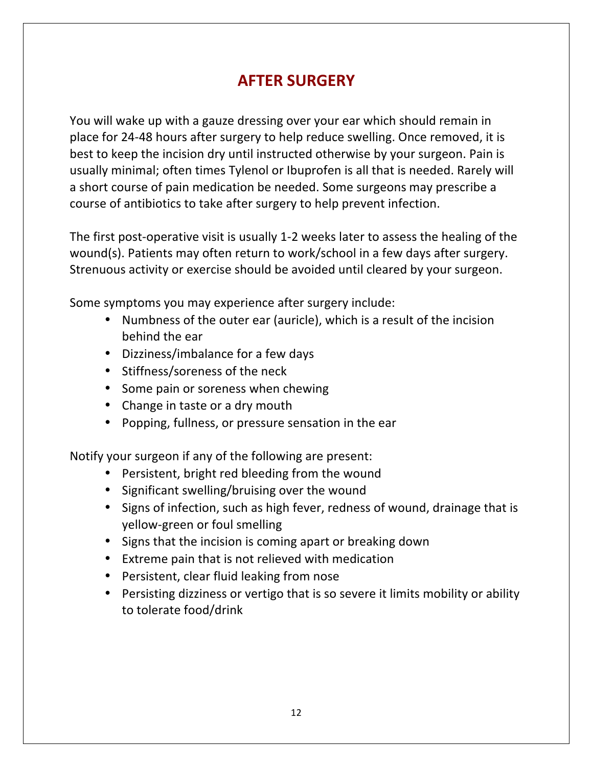# AFTER SURGERY

You will wake up with a gauze dressing over your ear which should remain in place for 24-48 hours after surgery to help reduce swelling. Once removed, it is best to keep the incision dry until instructed otherwise by your surgeon. Pain is usually minimal; often times Tylenol or Ibuprofen is all that is needed. Rarely will a short course of pain medication be needed. Some surgeons may prescribe a course of antibiotics to take after surgery to help prevent infection.

The first post-operative visit is usually 1-2 weeks later to assess the healing of the wound(s). Patients may often return to work/school in a few days after surgery. Strenuous activity or exercise should be avoided until cleared by your surgeon.

Some symptoms you may experience after surgery include:

- Numbness of the outer ear (auricle), which is a result of the incision behind the ear
- Dizziness/imbalance for a few days
- Stiffness/soreness of the neck
- Some pain or soreness when chewing
- Change in taste or a dry mouth
- Popping, fullness, or pressure sensation in the ear

Notify your surgeon if any of the following are present:

- Persistent, bright red bleeding from the wound
- Significant swelling/bruising over the wound
- Signs of infection, such as high fever, redness of wound, drainage that is yellow-green or foul smelling
- Signs that the incision is coming apart or breaking down
- Extreme pain that is not relieved with medication
- Persistent, clear fluid leaking from nose
- Persisting dizziness or vertigo that is so severe it limits mobility or ability to tolerate food/drink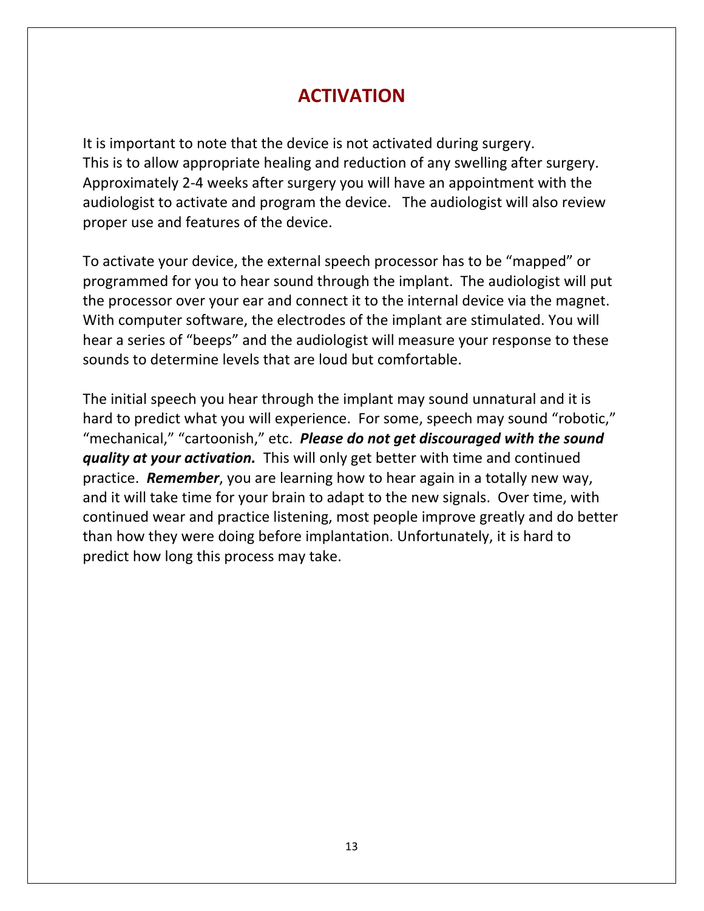# ACTIVATION

It is important to note that the device is not activated during surgery. This is to allow appropriate healing and reduction of any swelling after surgery. Approximately 2-4 weeks after surgery you will have an appointment with the audiologist to activate and program the device. The audiologist will also review proper use and features of the device.

To activate your device, the external speech processor has to be "mapped" or programmed for you to hear sound through the implant. The audiologist will put the processor over your ear and connect it to the internal device via the magnet. With computer software, the electrodes of the implant are stimulated. You will hear a series of "beeps" and the audiologist will measure your response to these sounds to determine levels that are loud but comfortable.

The initial speech you hear through the implant may sound unnatural and it is hard to predict what you will experience. For some, speech may sound "robotic," "mechanical," "cartoonish," etc. ***Please do not get discouraged with the sound quality at your activation.*** This will only get better with time and continued practice. ***Remember***, you are learning how to hear again in a totally new way, and it will take time for your brain to adapt to the new signals. Over time, with continued wear and practice listening, most people improve greatly and do better than how they were doing before implantation. Unfortunately, it is hard to predict how long this process may take.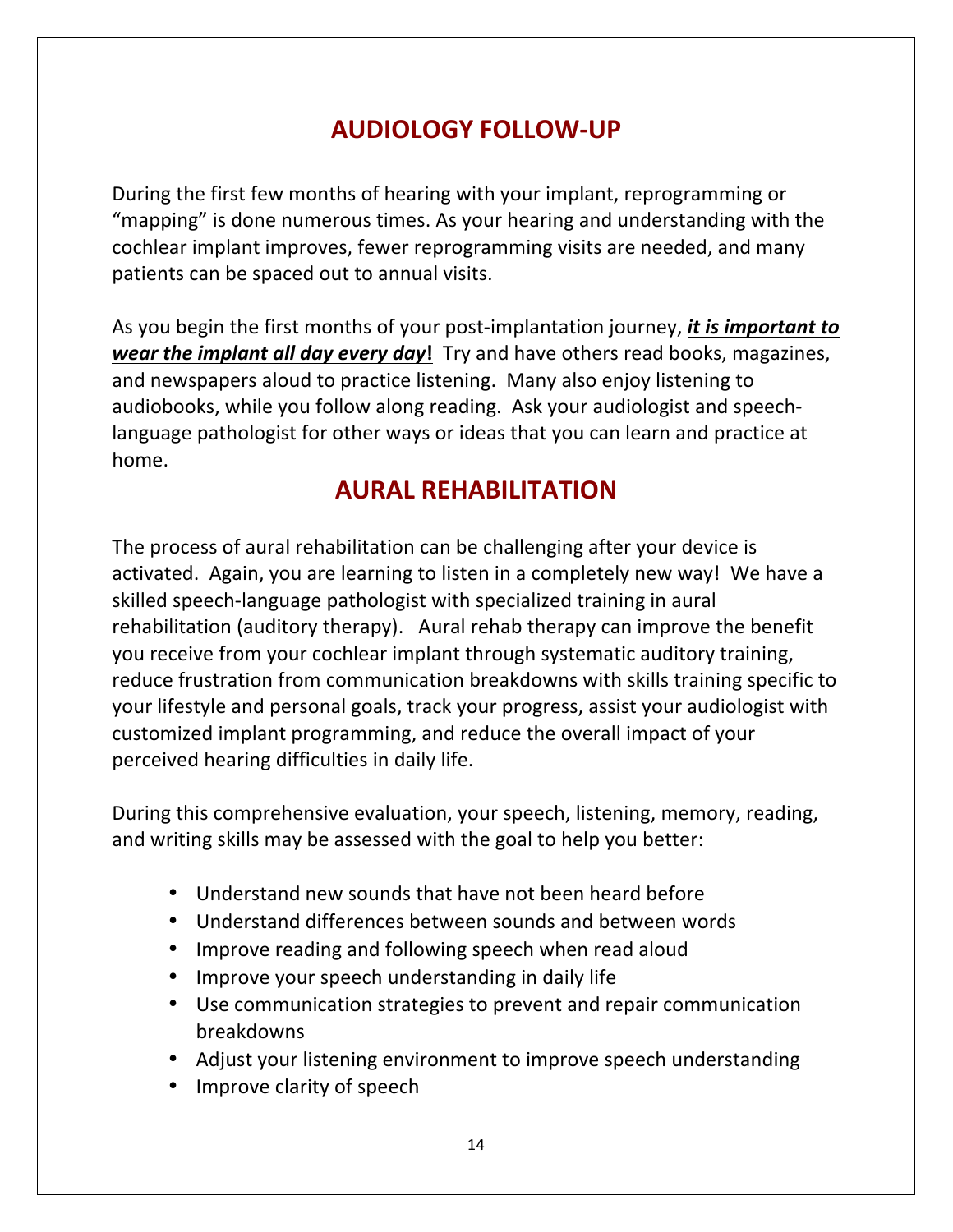## AUDIOLOGY FOLLOW-UP

During the first few months of hearing with your implant, reprogramming or "mapping" is done numerous times. As your hearing and understanding with the cochlear implant improves, fewer reprogramming visits are needed, and many patients can be spaced out to annual visits.

As you begin the first months of your post-implantation journey, ***it is important to wear the implant all day every day*!** Try and have others read books, magazines, and newspapers aloud to practice listening. Many also enjoy listening to audiobooks, while you follow along reading. Ask your audiologist and speech-language pathologist for other ways or ideas that you can learn and practice at home.

## AURAL REHABILITATION

The process of aural rehabilitation can be challenging after your device is activated. Again, you are learning to listen in a completely new way! We have a skilled speech-language pathologist with specialized training in aural rehabilitation (auditory therapy). Aural rehab therapy can improve the benefit you receive from your cochlear implant through systematic auditory training, reduce frustration from communication breakdowns with skills training specific to your lifestyle and personal goals, track your progress, assist your audiologist with customized implant programming, and reduce the overall impact of your perceived hearing difficulties in daily life.

During this comprehensive evaluation, your speech, listening, memory, reading, and writing skills may be assessed with the goal to help you better:

- Understand new sounds that have not been heard before
- Understand differences between sounds and between words
- Improve reading and following speech when read aloud
- Improve your speech understanding in daily life
- Use communication strategies to prevent and repair communication breakdowns
- Adjust your listening environment to improve speech understanding
- Improve clarity of speech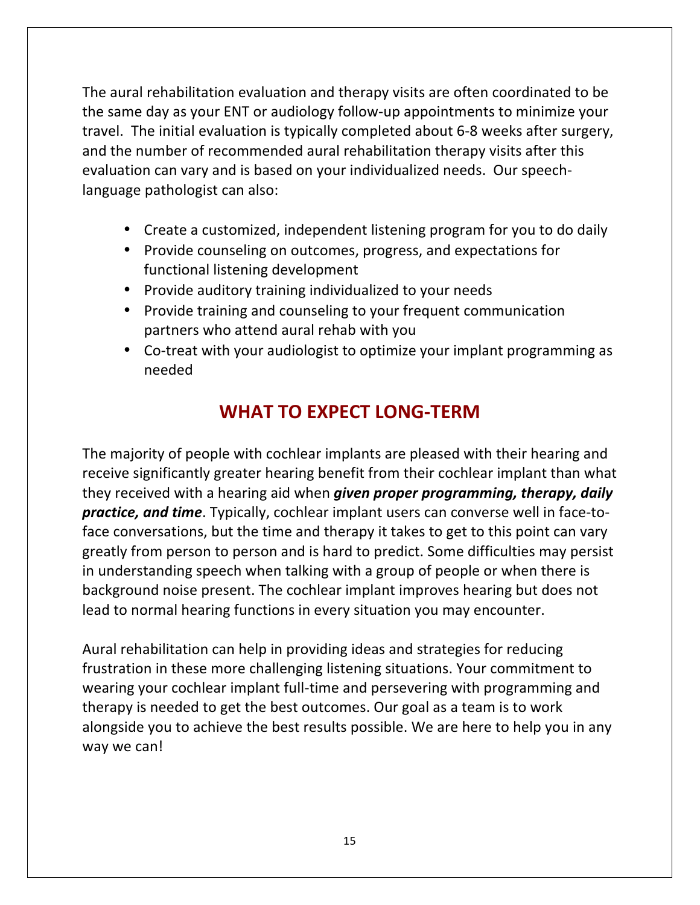The aural rehabilitation evaluation and therapy visits are often coordinated to be the same day as your ENT or audiology follow-up appointments to minimize your travel. The initial evaluation is typically completed about 6-8 weeks after surgery, and the number of recommended aural rehabilitation therapy visits after this evaluation can vary and is based on your individualized needs. Our speech-language pathologist can also:

- Create a customized, independent listening program for you to do daily
- Provide counseling on outcomes, progress, and expectations for functional listening development
- Provide auditory training individualized to your needs
- Provide training and counseling to your frequent communication partners who attend aural rehab with you
- Co-treat with your audiologist to optimize your implant programming as needed

## WHAT TO EXPECT LONG-TERM

The majority of people with cochlear implants are pleased with their hearing and receive significantly greater hearing benefit from their cochlear implant than what they received with a hearing aid when ***given proper programming, therapy, daily practice, and time***. Typically, cochlear implant users can converse well in face-to-face conversations, but the time and therapy it takes to get to this point can vary greatly from person to person and is hard to predict. Some difficulties may persist in understanding speech when talking with a group of people or when there is background noise present. The cochlear implant improves hearing but does not lead to normal hearing functions in every situation you may encounter.

Aural rehabilitation can help in providing ideas and strategies for reducing frustration in these more challenging listening situations. Your commitment to wearing your cochlear implant full-time and persevering with programming and therapy is needed to get the best outcomes. Our goal as a team is to work alongside you to achieve the best results possible. We are here to help you in any way we can!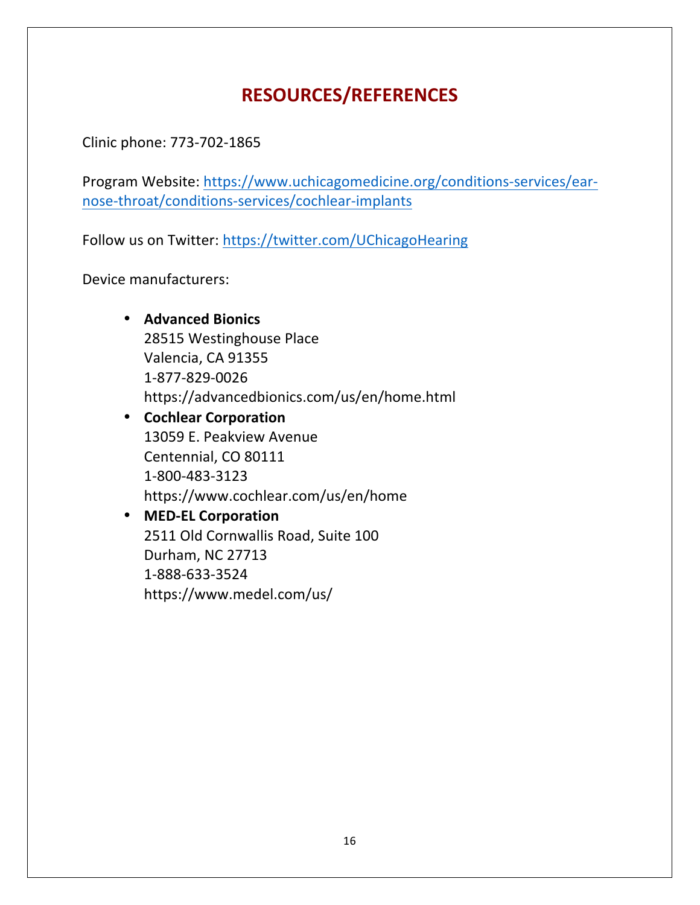# RESOURCES/REFERENCES

Clinic phone: 773-702-1865

Program Website: https://www.uchicagomedicine.org/conditions-services/ear-nose-throat/conditions-services/cochlear-implants

Follow us on Twitter: https://twitter.com/UChicagoHearing

Device manufacturers:

- **Advanced Bionics**
  28515 Westinghouse Place
  Valencia, CA 91355
  1-877-829-0026
  https://advancedbionics.com/us/en/home.html
- **Cochlear Corporation**
  13059 E. Peakview Avenue
  Centennial, CO 80111
  1-800-483-3123
  https://www.cochlear.com/us/en/home
- **MED-EL Corporation**
  2511 Old Cornwallis Road, Suite 100
  Durham, NC 27713
  1-888-633-3524
  https://www.medel.com/us/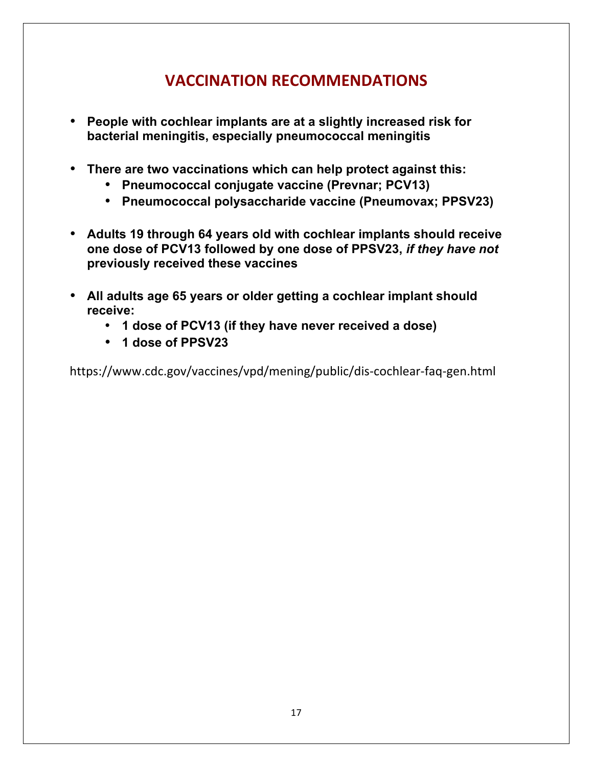## VACCINATION RECOMMENDATIONS

- **People with cochlear implants are at a slightly increased risk for bacterial meningitis, especially pneumococcal meningitis**

- **There are two vaccinations which can help protect against this:**
  - **Pneumococcal conjugate vaccine (Prevnar; PCV13)**
  - **Pneumococcal polysaccharide vaccine (Pneumovax; PPSV23)**

- **Adults 19 through 64 years old with cochlear implants should receive one dose of PCV13 followed by one dose of PPSV23, *if they have not* previously received these vaccines**

- **All adults age 65 years or older getting a cochlear implant should receive:**
  - **1 dose of PCV13 (if they have never received a dose)**
  - **1 dose of PPSV23**

https://www.cdc.gov/vaccines/vpd/mening/public/dis-cochlear-faq-gen.html